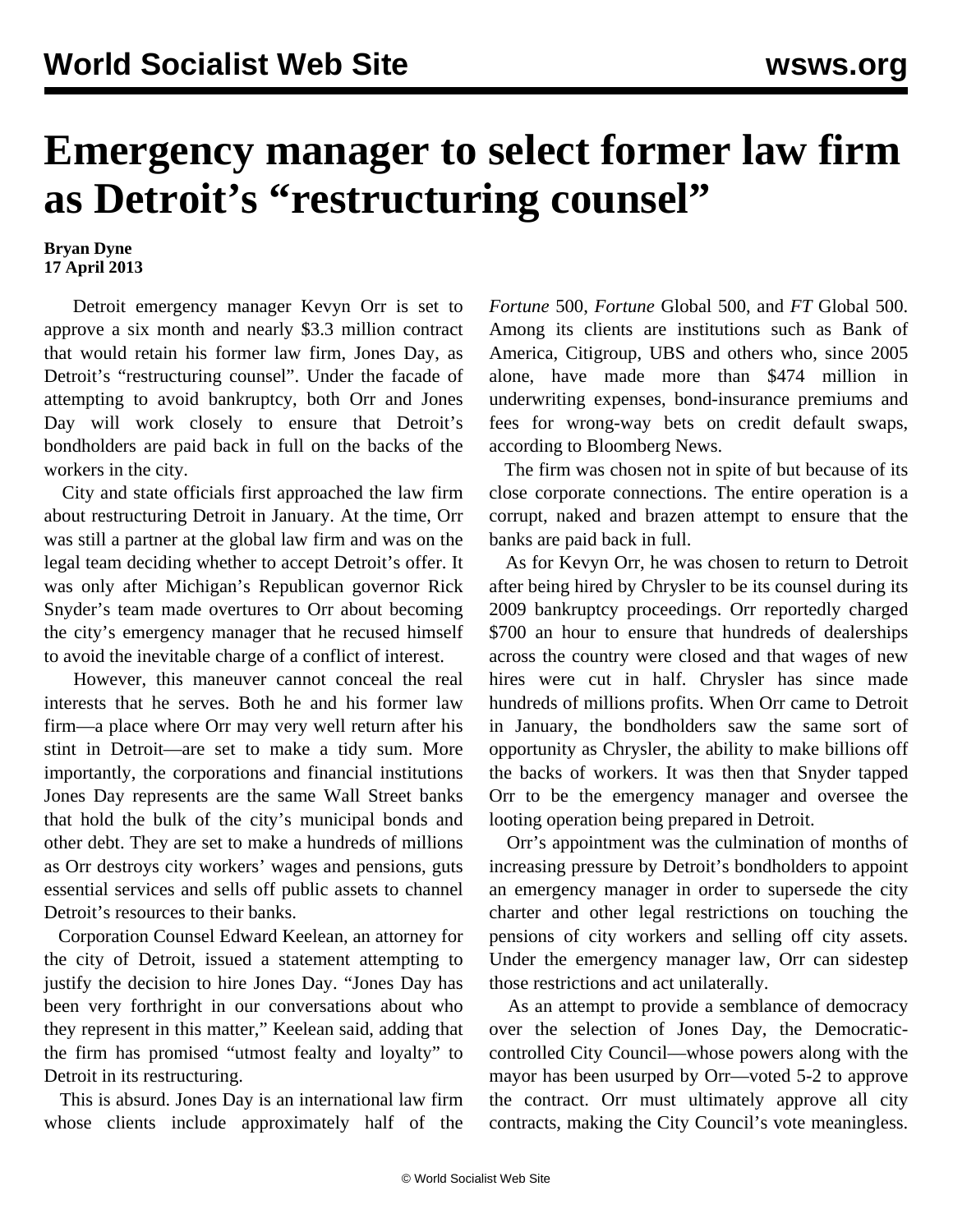# Emergency manager to select former law firm as Detroit's "restructuring counsel"

**Bryan Dyne**
**17 April 2013**

Detroit emergency manager Kevyn Orr is set to approve a six month and nearly $3.3 million contract that would retain his former law firm, Jones Day, as Detroit's "restructuring counsel". Under the facade of attempting to avoid bankruptcy, both Orr and Jones Day will work closely to ensure that Detroit's bondholders are paid back in full on the backs of the workers in the city.

City and state officials first approached the law firm about restructuring Detroit in January. At the time, Orr was still a partner at the global law firm and was on the legal team deciding whether to accept Detroit's offer. It was only after Michigan's Republican governor Rick Snyder's team made overtures to Orr about becoming the city's emergency manager that he recused himself to avoid the inevitable charge of a conflict of interest.

However, this maneuver cannot conceal the real interests that he serves. Both he and his former law firm—a place where Orr may very well return after his stint in Detroit—are set to make a tidy sum. More importantly, the corporations and financial institutions Jones Day represents are the same Wall Street banks that hold the bulk of the city's municipal bonds and other debt. They are set to make a hundreds of millions as Orr destroys city workers' wages and pensions, guts essential services and sells off public assets to channel Detroit's resources to their banks.

Corporation Counsel Edward Keelean, an attorney for the city of Detroit, issued a statement attempting to justify the decision to hire Jones Day. "Jones Day has been very forthright in our conversations about who they represent in this matter," Keelean said, adding that the firm has promised "utmost fealty and loyalty" to Detroit in its restructuring.

This is absurd. Jones Day is an international law firm whose clients include approximately half of the *Fortune* 500, *Fortune* Global 500, and *FT* Global 500. Among its clients are institutions such as Bank of America, Citigroup, UBS and others who, since 2005 alone, have made more than $474 million in underwriting expenses, bond-insurance premiums and fees for wrong-way bets on credit default swaps, according to Bloomberg News.

The firm was chosen not in spite of but because of its close corporate connections. The entire operation is a corrupt, naked and brazen attempt to ensure that the banks are paid back in full.

As for Kevyn Orr, he was chosen to return to Detroit after being hired by Chrysler to be its counsel during its 2009 bankruptcy proceedings. Orr reportedly charged $700 an hour to ensure that hundreds of dealerships across the country were closed and that wages of new hires were cut in half. Chrysler has since made hundreds of millions profits. When Orr came to Detroit in January, the bondholders saw the same sort of opportunity as Chrysler, the ability to make billions off the backs of workers. It was then that Snyder tapped Orr to be the emergency manager and oversee the looting operation being prepared in Detroit.

Orr's appointment was the culmination of months of increasing pressure by Detroit's bondholders to appoint an emergency manager in order to supersede the city charter and other legal restrictions on touching the pensions of city workers and selling off city assets. Under the emergency manager law, Orr can sidestep those restrictions and act unilaterally.

As an attempt to provide a semblance of democracy over the selection of Jones Day, the Democratic-controlled City Council—whose powers along with the mayor has been usurped by Orr—voted 5-2 to approve the contract. Orr must ultimately approve all city contracts, making the City Council's vote meaningless.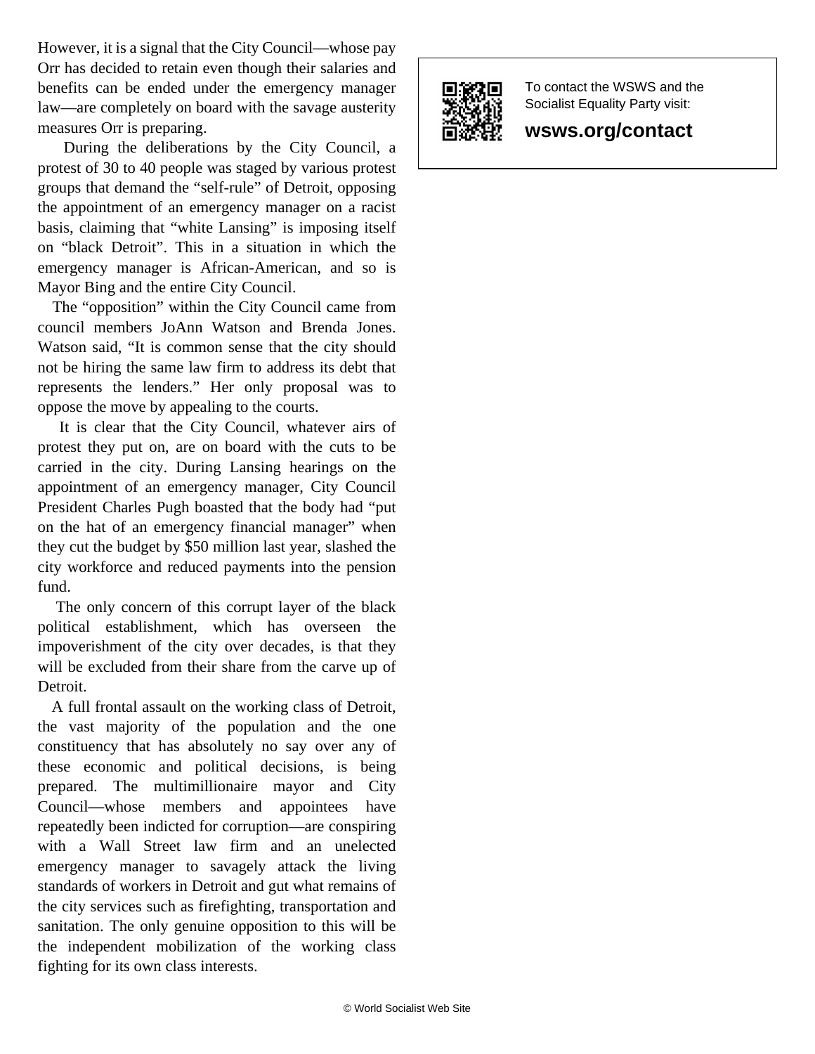However, it is a signal that the City Council—whose pay Orr has decided to retain even though their salaries and benefits can be ended under the emergency manager law—are completely on board with the savage austerity measures Orr is preparing.

During the deliberations by the City Council, a protest of 30 to 40 people was staged by various protest groups that demand the "self-rule" of Detroit, opposing the appointment of an emergency manager on a racist basis, claiming that "white Lansing" is imposing itself on "black Detroit". This in a situation in which the emergency manager is African-American, and so is Mayor Bing and the entire City Council.

The "opposition" within the City Council came from council members JoAnn Watson and Brenda Jones. Watson said, "It is common sense that the city should not be hiring the same law firm to address its debt that represents the lenders." Her only proposal was to oppose the move by appealing to the courts.

It is clear that the City Council, whatever airs of protest they put on, are on board with the cuts to be carried in the city. During Lansing hearings on the appointment of an emergency manager, City Council President Charles Pugh boasted that the body had "put on the hat of an emergency financial manager" when they cut the budget by $50 million last year, slashed the city workforce and reduced payments into the pension fund.

The only concern of this corrupt layer of the black political establishment, which has overseen the impoverishment of the city over decades, is that they will be excluded from their share from the carve up of Detroit.

A full frontal assault on the working class of Detroit, the vast majority of the population and the one constituency that has absolutely no say over any of these economic and political decisions, is being prepared. The multimillionaire mayor and City Council—whose members and appointees have repeatedly been indicted for corruption—are conspiring with a Wall Street law firm and an unelected emergency manager to savagely attack the living standards of workers in Detroit and gut what remains of the city services such as firefighting, transportation and sanitation. The only genuine opposition to this will be the independent mobilization of the working class fighting for its own class interests.

To contact the WSWS and the Socialist Equality Party visit:

**wsws.org/contact**